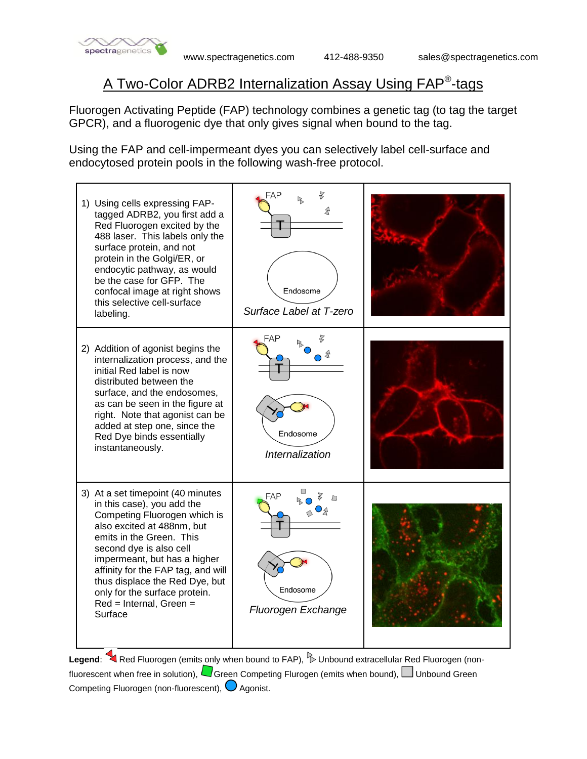# A Two-Color ADRB2 Internalization Assay Using FAP®-tags

Fluorogen Activating Peptide (FAP) technology combines a genetic tag (to tag the target GPCR), and a fluorogenic dye that only gives signal when bound to the tag.

Using the FAP and cell-impermeant dyes you can selectively label cell-surface and endocytosed protein pools in the following wash-free protocol.

| | | |
|---|---|---|
| 1) Using cells expressing FAP-tagged ADRB2, you first add a Red Fluorogen excited by the 488 laser. This labels only the surface protein, and not protein in the Golgi/ER, or endocytic pathway, as would be the case for GFP. The confocal image at right shows this selective cell-surface labeling. | FAP, T, Endosome<br>*Surface Label at T-zero* | |
| 2) Addition of agonist begins the internalization process, and the initial Red label is now distributed between the surface, and the endosomes, as can be seen in the figure at right. Note that agonist can be added at step one, since the Red Dye binds essentially instantaneously. | FAP, T, Endosome<br>*Internalization* | |
| 3) At a set timepoint (40 minutes in this case), you add the Competing Fluorogen which is also excited at 488nm, but emits in the Green. This second dye is also cell impermeant, but has a higher affinity for the FAP tag, and will thus displace the Red Dye, but only for the surface protein. Red = Internal, Green = Surface | FAP, T, Endosome<br>*Fluorogen Exchange* | |

**Legend**: Red Fluorogen (emits only when bound to FAP), Unbound extracellular Red Fluorogen (non-fluorescent when free in solution), Green Competing Flurogen (emits when bound), Unbound Green Competing Fluorogen (non-fluorescent), Agonist.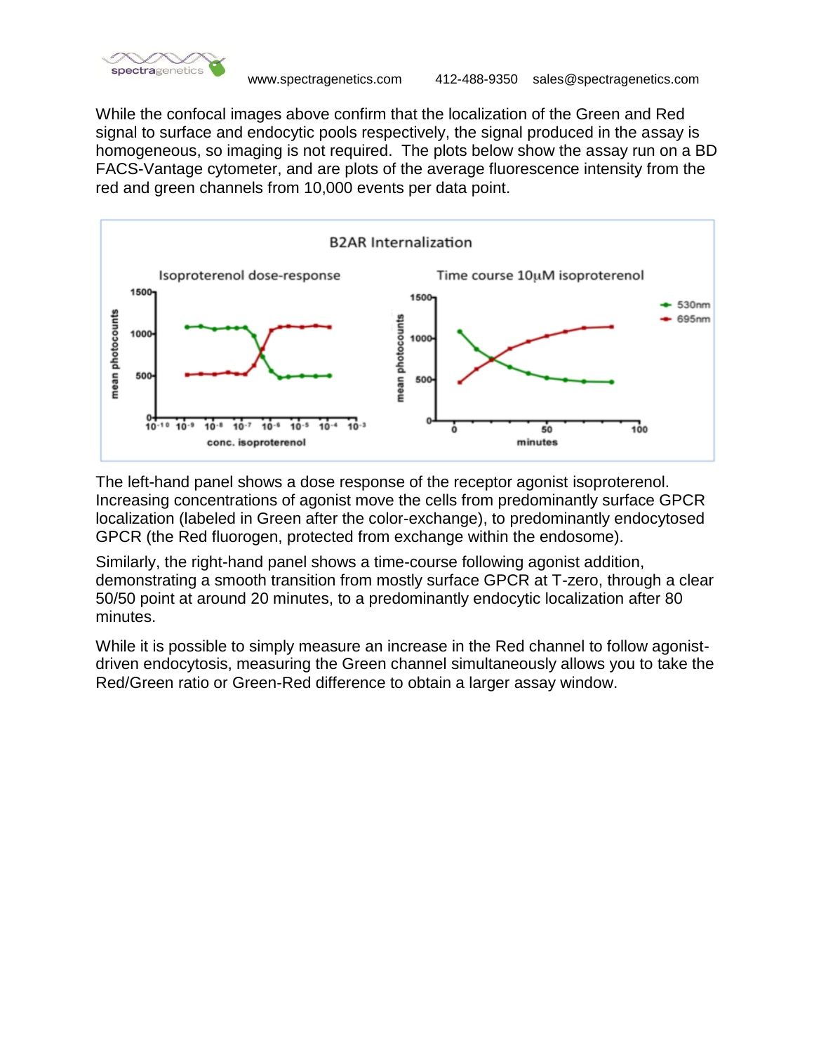While the confocal images above confirm that the localization of the Green and Red signal to surface and endocytic pools respectively, the signal produced in the assay is homogeneous, so imaging is not required. The plots below show the assay run on a BD FACS-Vantage cytometer, and are plots of the average fluorescence intensity from the red and green channels from 10,000 events per data point.

The left-hand panel shows a dose response of the receptor agonist isoproterenol. Increasing concentrations of agonist move the cells from predominantly surface GPCR localization (labeled in Green after the color-exchange), to predominantly endocytosed GPCR (the Red fluorogen, protected from exchange within the endosome).

Similarly, the right-hand panel shows a time-course following agonist addition, demonstrating a smooth transition from mostly surface GPCR at T-zero, through a clear 50/50 point at around 20 minutes, to a predominantly endocytic localization after 80 minutes.

While it is possible to simply measure an increase in the Red channel to follow agonist-driven endocytosis, measuring the Green channel simultaneously allows you to take the Red/Green ratio or Green-Red difference to obtain a larger assay window.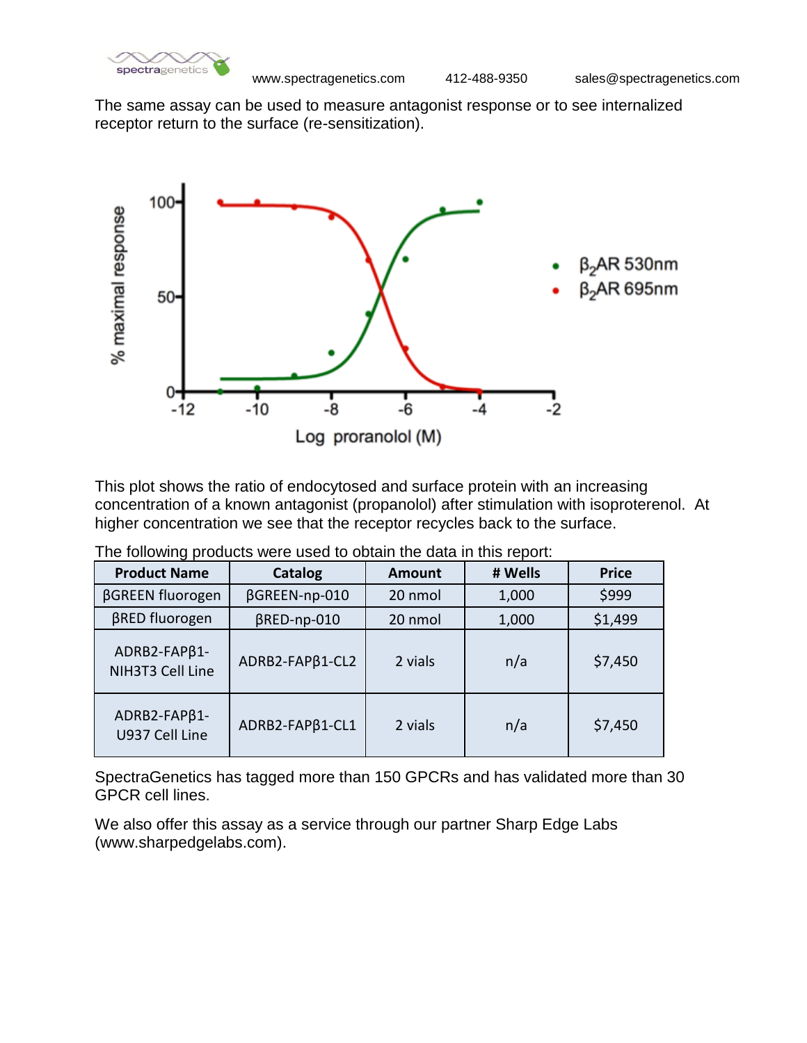The same assay can be used to measure antagonist response or to see internalized receptor return to the surface (re-sensitization).

% maximal response

100

50

0

-12

-10

-8

-6

-4

-2

Log proranolol (M)

$\beta_2$AR 530nm

$\beta_2$AR 695nm

This plot shows the ratio of endocytosed and surface protein with an increasing concentration of a known antagonist (propanolol) after stimulation with isoproterenol. At higher concentration we see that the receptor recycles back to the surface.

The following products were used to obtain the data in this report:

| Product Name | Catalog | Amount | # Wells | Price |
|---|---|---|---|---|
| βGREEN fluorogen | βGREEN-np-010 | 20 nmol | 1,000 | $999 |
| βRED fluorogen | βRED-np-010 | 20 nmol | 1,000 | $1,499 |
| ADRB2-FAPβ1-NIH3T3 Cell Line | ADRB2-FAPβ1-CL2 | 2 vials | n/a | $7,450 |
| ADRB2-FAPβ1-U937 Cell Line | ADRB2-FAPβ1-CL1 | 2 vials | n/a | $7,450 |

SpectraGenetics has tagged more than 150 GPCRs and has validated more than 30 GPCR cell lines.

We also offer this assay as a service through our partner Sharp Edge Labs (www.sharpedgelabs.com).